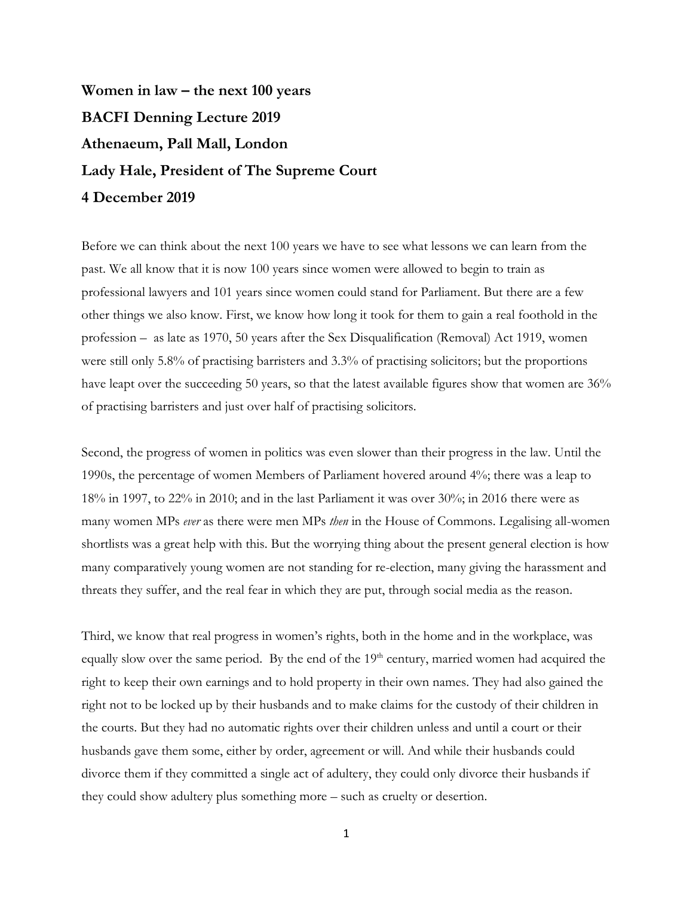**Women in law – the next 100 years**

**BACFI Denning Lecture 2019**

**Athenaeum, Pall Mall, London**

**Lady Hale, President of The Supreme Court**

**4 December 2019**

Before we can think about the next 100 years we have to see what lessons we can learn from the past. We all know that it is now 100 years since women were allowed to begin to train as professional lawyers and 101 years since women could stand for Parliament. But there are a few other things we also know. First, we know how long it took for them to gain a real foothold in the profession – as late as 1970, 50 years after the Sex Disqualification (Removal) Act 1919, women were still only 5.8% of practising barristers and 3.3% of practising solicitors; but the proportions have leapt over the succeeding 50 years, so that the latest available figures show that women are 36% of practising barristers and just over half of practising solicitors.

Second, the progress of women in politics was even slower than their progress in the law. Until the 1990s, the percentage of women Members of Parliament hovered around 4%; there was a leap to 18% in 1997, to 22% in 2010; and in the last Parliament it was over 30%; in 2016 there were as many women MPs *ever* as there were men MPs *then* in the House of Commons. Legalising all-women shortlists was a great help with this. But the worrying thing about the present general election is how many comparatively young women are not standing for re-election, many giving the harassment and threats they suffer, and the real fear in which they are put, through social media as the reason.

Third, we know that real progress in women's rights, both in the home and in the workplace, was equally slow over the same period. By the end of the 19th century, married women had acquired the right to keep their own earnings and to hold property in their own names. They had also gained the right not to be locked up by their husbands and to make claims for the custody of their children in the courts. But they had no automatic rights over their children unless and until a court or their husbands gave them some, either by order, agreement or will. And while their husbands could divorce them if they committed a single act of adultery, they could only divorce their husbands if they could show adultery plus something more – such as cruelty or desertion.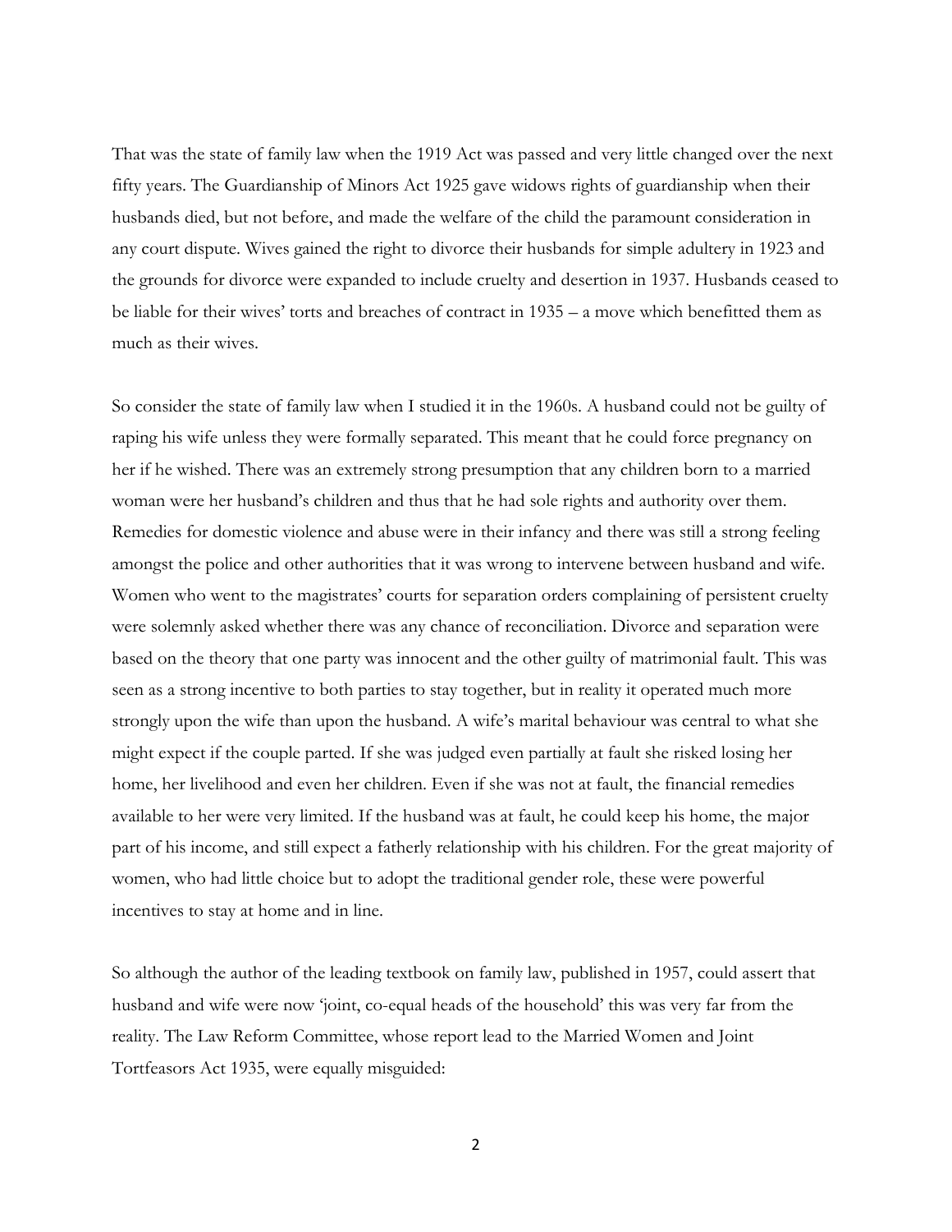That was the state of family law when the 1919 Act was passed and very little changed over the next fifty years. The Guardianship of Minors Act 1925 gave widows rights of guardianship when their husbands died, but not before, and made the welfare of the child the paramount consideration in any court dispute. Wives gained the right to divorce their husbands for simple adultery in 1923 and the grounds for divorce were expanded to include cruelty and desertion in 1937. Husbands ceased to be liable for their wives' torts and breaches of contract in 1935 – a move which benefitted them as much as their wives.

So consider the state of family law when I studied it in the 1960s. A husband could not be guilty of raping his wife unless they were formally separated. This meant that he could force pregnancy on her if he wished. There was an extremely strong presumption that any children born to a married woman were her husband's children and thus that he had sole rights and authority over them. Remedies for domestic violence and abuse were in their infancy and there was still a strong feeling amongst the police and other authorities that it was wrong to intervene between husband and wife. Women who went to the magistrates' courts for separation orders complaining of persistent cruelty were solemnly asked whether there was any chance of reconciliation. Divorce and separation were based on the theory that one party was innocent and the other guilty of matrimonial fault. This was seen as a strong incentive to both parties to stay together, but in reality it operated much more strongly upon the wife than upon the husband. A wife's marital behaviour was central to what she might expect if the couple parted. If she was judged even partially at fault she risked losing her home, her livelihood and even her children. Even if she was not at fault, the financial remedies available to her were very limited. If the husband was at fault, he could keep his home, the major part of his income, and still expect a fatherly relationship with his children. For the great majority of women, who had little choice but to adopt the traditional gender role, these were powerful incentives to stay at home and in line.

So although the author of the leading textbook on family law, published in 1957, could assert that husband and wife were now 'joint, co-equal heads of the household' this was very far from the reality. The Law Reform Committee, whose report lead to the Married Women and Joint Tortfeasors Act 1935, were equally misguided: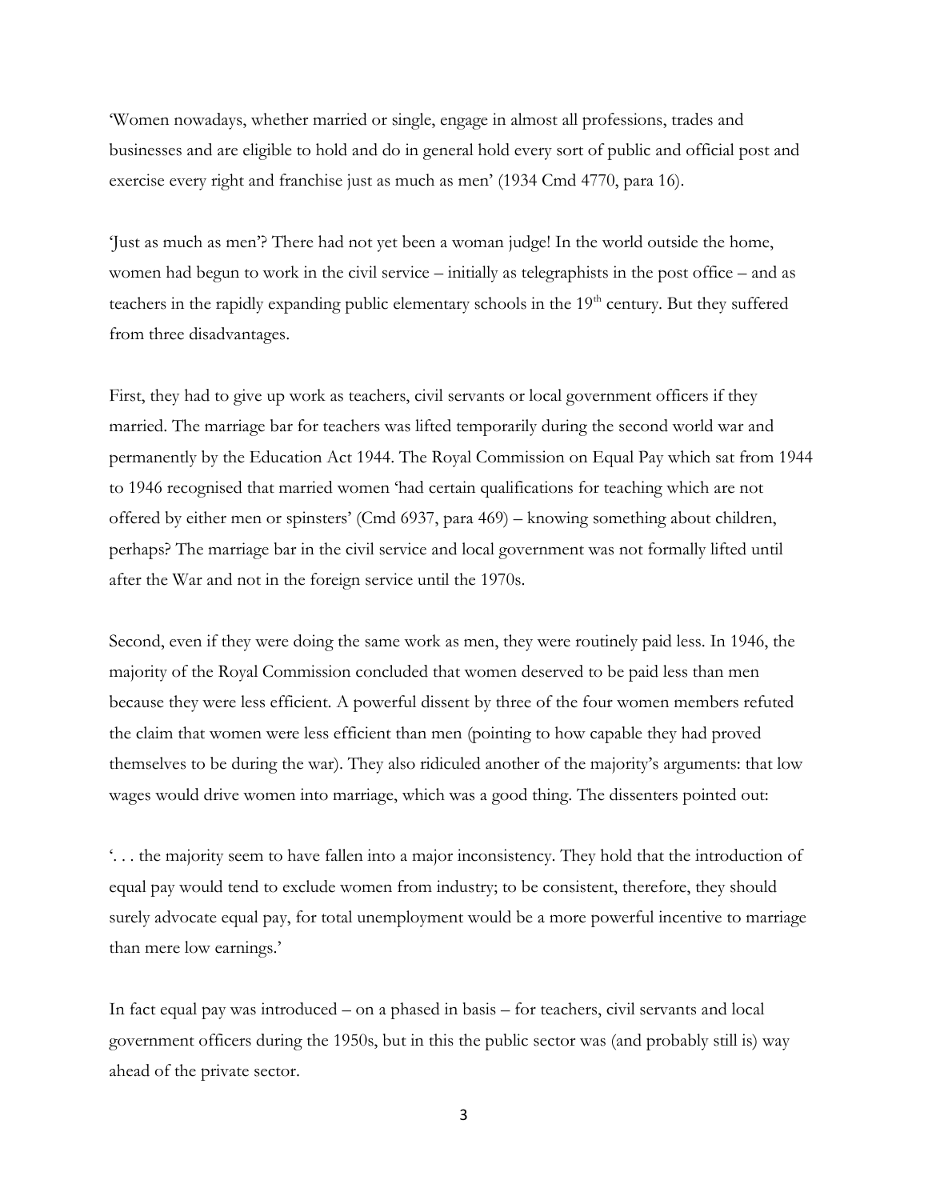'Women nowadays, whether married or single, engage in almost all professions, trades and businesses and are eligible to hold and do in general hold every sort of public and official post and exercise every right and franchise just as much as men' (1934 Cmd 4770, para 16).

'Just as much as men'? There had not yet been a woman judge! In the world outside the home, women had begun to work in the civil service – initially as telegraphists in the post office – and as teachers in the rapidly expanding public elementary schools in the 19th century. But they suffered from three disadvantages.

First, they had to give up work as teachers, civil servants or local government officers if they married. The marriage bar for teachers was lifted temporarily during the second world war and permanently by the Education Act 1944. The Royal Commission on Equal Pay which sat from 1944 to 1946 recognised that married women 'had certain qualifications for teaching which are not offered by either men or spinsters' (Cmd 6937, para 469) – knowing something about children, perhaps? The marriage bar in the civil service and local government was not formally lifted until after the War and not in the foreign service until the 1970s.

Second, even if they were doing the same work as men, they were routinely paid less. In 1946, the majority of the Royal Commission concluded that women deserved to be paid less than men because they were less efficient. A powerful dissent by three of the four women members refuted the claim that women were less efficient than men (pointing to how capable they had proved themselves to be during the war). They also ridiculed another of the majority's arguments: that low wages would drive women into marriage, which was a good thing. The dissenters pointed out:

'. . . the majority seem to have fallen into a major inconsistency. They hold that the introduction of equal pay would tend to exclude women from industry; to be consistent, therefore, they should surely advocate equal pay, for total unemployment would be a more powerful incentive to marriage than mere low earnings.'

In fact equal pay was introduced – on a phased in basis – for teachers, civil servants and local government officers during the 1950s, but in this the public sector was (and probably still is) way ahead of the private sector.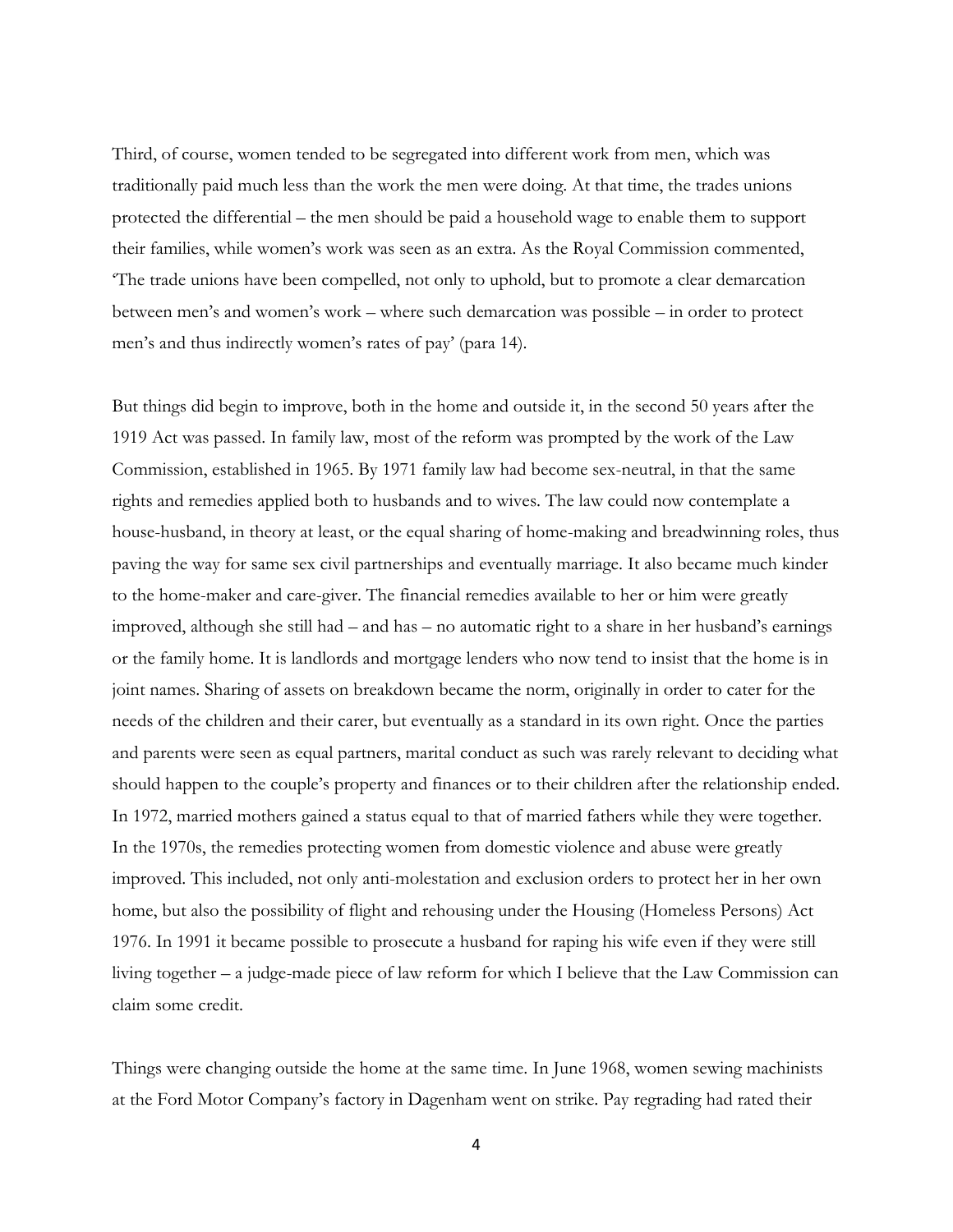Third, of course, women tended to be segregated into different work from men, which was traditionally paid much less than the work the men were doing. At that time, the trades unions protected the differential – the men should be paid a household wage to enable them to support their families, while women's work was seen as an extra. As the Royal Commission commented, 'The trade unions have been compelled, not only to uphold, but to promote a clear demarcation between men's and women's work – where such demarcation was possible – in order to protect men's and thus indirectly women's rates of pay' (para 14).

But things did begin to improve, both in the home and outside it, in the second 50 years after the 1919 Act was passed. In family law, most of the reform was prompted by the work of the Law Commission, established in 1965. By 1971 family law had become sex-neutral, in that the same rights and remedies applied both to husbands and to wives. The law could now contemplate a house-husband, in theory at least, or the equal sharing of home-making and breadwinning roles, thus paving the way for same sex civil partnerships and eventually marriage. It also became much kinder to the home-maker and care-giver. The financial remedies available to her or him were greatly improved, although she still had – and has – no automatic right to a share in her husband's earnings or the family home. It is landlords and mortgage lenders who now tend to insist that the home is in joint names. Sharing of assets on breakdown became the norm, originally in order to cater for the needs of the children and their carer, but eventually as a standard in its own right. Once the parties and parents were seen as equal partners, marital conduct as such was rarely relevant to deciding what should happen to the couple's property and finances or to their children after the relationship ended. In 1972, married mothers gained a status equal to that of married fathers while they were together. In the 1970s, the remedies protecting women from domestic violence and abuse were greatly improved. This included, not only anti-molestation and exclusion orders to protect her in her own home, but also the possibility of flight and rehousing under the Housing (Homeless Persons) Act 1976. In 1991 it became possible to prosecute a husband for raping his wife even if they were still living together – a judge-made piece of law reform for which I believe that the Law Commission can claim some credit.

Things were changing outside the home at the same time. In June 1968, women sewing machinists at the Ford Motor Company's factory in Dagenham went on strike. Pay regrading had rated their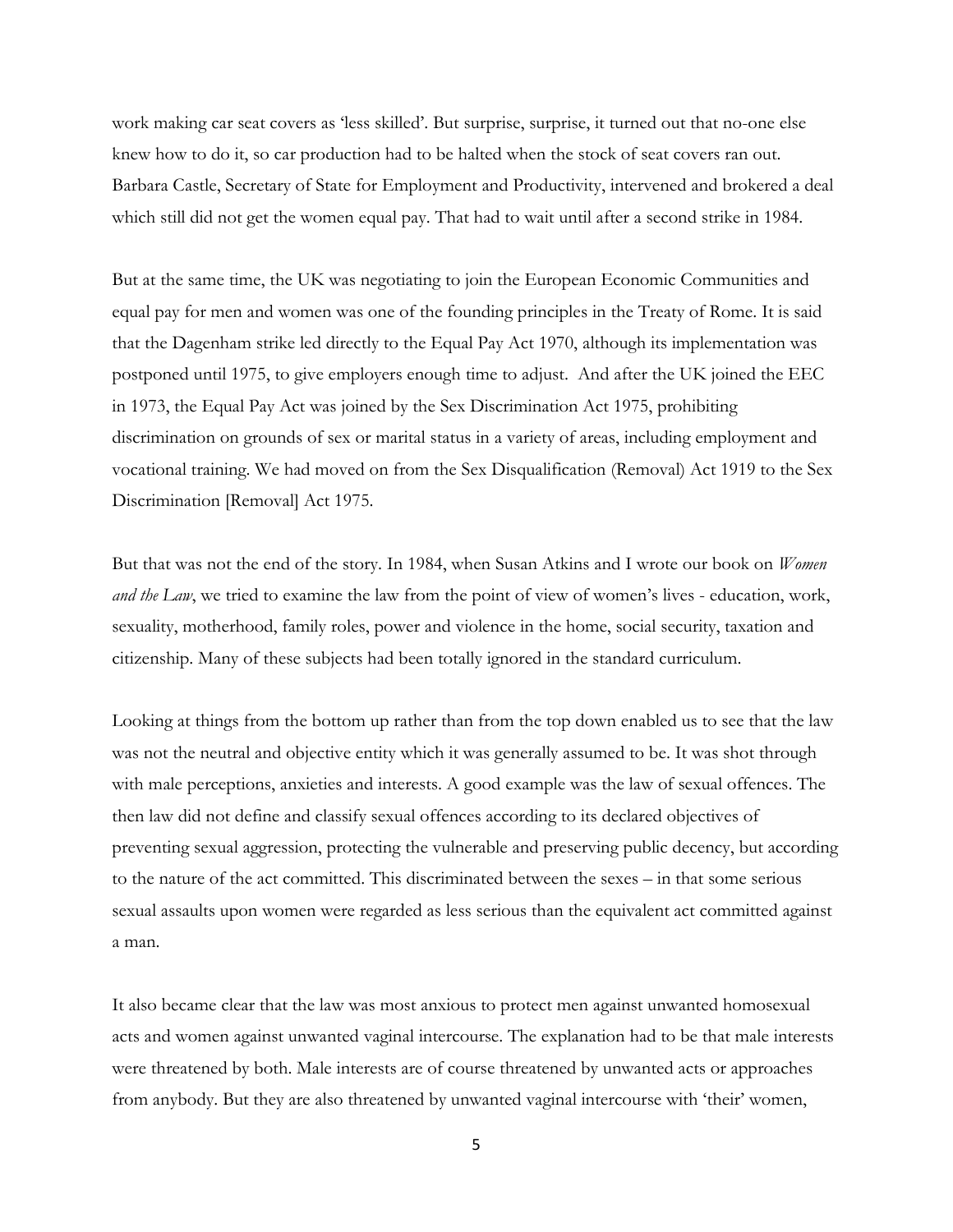work making car seat covers as 'less skilled'. But surprise, surprise, it turned out that no-one else knew how to do it, so car production had to be halted when the stock of seat covers ran out. Barbara Castle, Secretary of State for Employment and Productivity, intervened and brokered a deal which still did not get the women equal pay. That had to wait until after a second strike in 1984.

But at the same time, the UK was negotiating to join the European Economic Communities and equal pay for men and women was one of the founding principles in the Treaty of Rome. It is said that the Dagenham strike led directly to the Equal Pay Act 1970, although its implementation was postponed until 1975, to give employers enough time to adjust. And after the UK joined the EEC in 1973, the Equal Pay Act was joined by the Sex Discrimination Act 1975, prohibiting discrimination on grounds of sex or marital status in a variety of areas, including employment and vocational training. We had moved on from the Sex Disqualification (Removal) Act 1919 to the Sex Discrimination [Removal] Act 1975.

But that was not the end of the story. In 1984, when Susan Atkins and I wrote our book on *Women and the Law*, we tried to examine the law from the point of view of women's lives - education, work, sexuality, motherhood, family roles, power and violence in the home, social security, taxation and citizenship. Many of these subjects had been totally ignored in the standard curriculum.

Looking at things from the bottom up rather than from the top down enabled us to see that the law was not the neutral and objective entity which it was generally assumed to be. It was shot through with male perceptions, anxieties and interests. A good example was the law of sexual offences. The then law did not define and classify sexual offences according to its declared objectives of preventing sexual aggression, protecting the vulnerable and preserving public decency, but according to the nature of the act committed. This discriminated between the sexes – in that some serious sexual assaults upon women were regarded as less serious than the equivalent act committed against a man.

It also became clear that the law was most anxious to protect men against unwanted homosexual acts and women against unwanted vaginal intercourse. The explanation had to be that male interests were threatened by both. Male interests are of course threatened by unwanted acts or approaches from anybody. But they are also threatened by unwanted vaginal intercourse with 'their' women,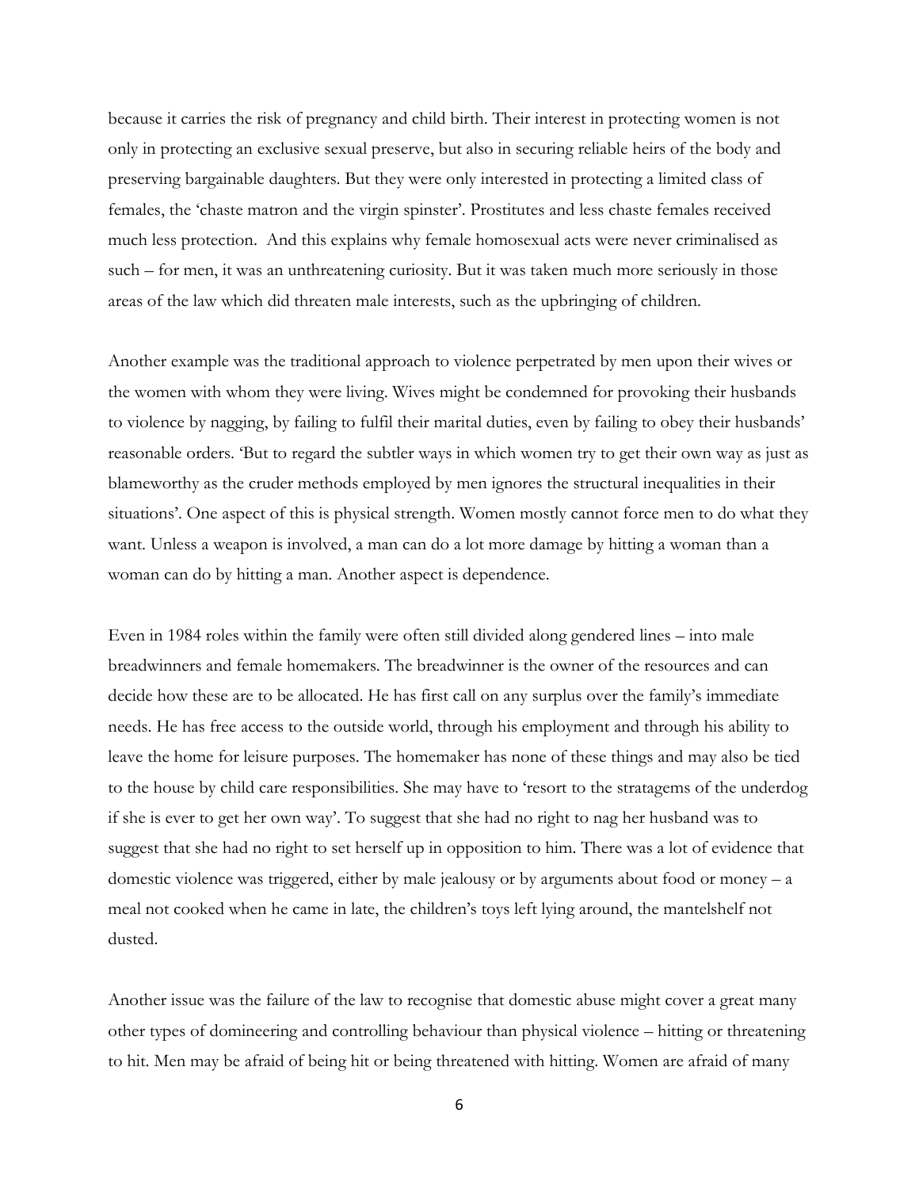because it carries the risk of pregnancy and child birth. Their interest in protecting women is not only in protecting an exclusive sexual preserve, but also in securing reliable heirs of the body and preserving bargainable daughters. But they were only interested in protecting a limited class of females, the 'chaste matron and the virgin spinster'. Prostitutes and less chaste females received much less protection. And this explains why female homosexual acts were never criminalised as such – for men, it was an unthreatening curiosity. But it was taken much more seriously in those areas of the law which did threaten male interests, such as the upbringing of children.

Another example was the traditional approach to violence perpetrated by men upon their wives or the women with whom they were living. Wives might be condemned for provoking their husbands to violence by nagging, by failing to fulfil their marital duties, even by failing to obey their husbands' reasonable orders. 'But to regard the subtler ways in which women try to get their own way as just as blameworthy as the cruder methods employed by men ignores the structural inequalities in their situations'. One aspect of this is physical strength. Women mostly cannot force men to do what they want. Unless a weapon is involved, a man can do a lot more damage by hitting a woman than a woman can do by hitting a man. Another aspect is dependence.

Even in 1984 roles within the family were often still divided along gendered lines – into male breadwinners and female homemakers. The breadwinner is the owner of the resources and can decide how these are to be allocated. He has first call on any surplus over the family's immediate needs. He has free access to the outside world, through his employment and through his ability to leave the home for leisure purposes. The homemaker has none of these things and may also be tied to the house by child care responsibilities. She may have to 'resort to the stratagems of the underdog if she is ever to get her own way'. To suggest that she had no right to nag her husband was to suggest that she had no right to set herself up in opposition to him. There was a lot of evidence that domestic violence was triggered, either by male jealousy or by arguments about food or money – a meal not cooked when he came in late, the children's toys left lying around, the mantelshelf not dusted.

Another issue was the failure of the law to recognise that domestic abuse might cover a great many other types of domineering and controlling behaviour than physical violence – hitting or threatening to hit. Men may be afraid of being hit or being threatened with hitting. Women are afraid of many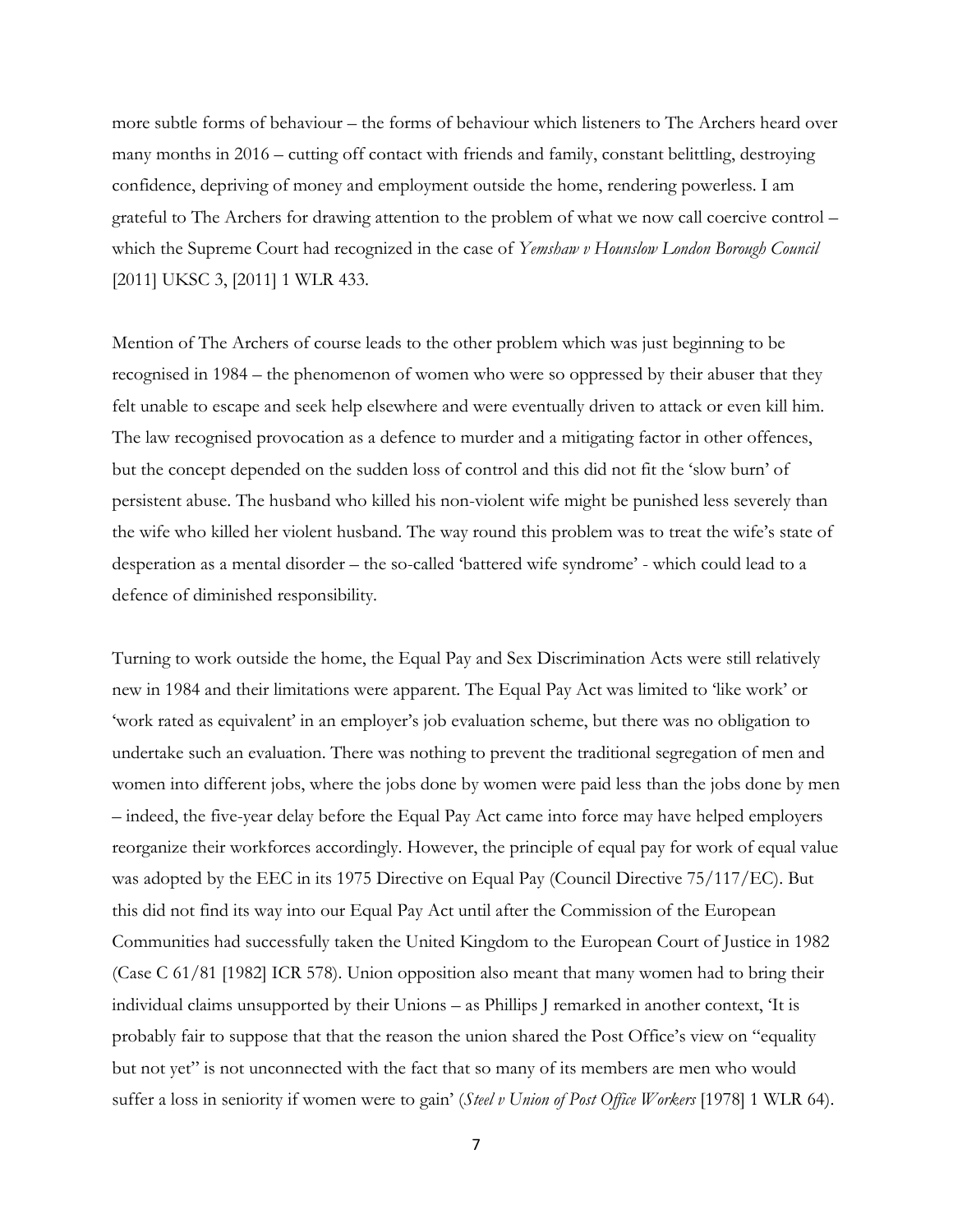more subtle forms of behaviour – the forms of behaviour which listeners to The Archers heard over many months in 2016 – cutting off contact with friends and family, constant belittling, destroying confidence, depriving of money and employment outside the home, rendering powerless. I am grateful to The Archers for drawing attention to the problem of what we now call coercive control – which the Supreme Court had recognized in the case of *Yemshaw v Hounslow London Borough Council* [2011] UKSC 3, [2011] 1 WLR 433.

Mention of The Archers of course leads to the other problem which was just beginning to be recognised in 1984 – the phenomenon of women who were so oppressed by their abuser that they felt unable to escape and seek help elsewhere and were eventually driven to attack or even kill him. The law recognised provocation as a defence to murder and a mitigating factor in other offences, but the concept depended on the sudden loss of control and this did not fit the 'slow burn' of persistent abuse. The husband who killed his non-violent wife might be punished less severely than the wife who killed her violent husband. The way round this problem was to treat the wife's state of desperation as a mental disorder – the so-called 'battered wife syndrome' - which could lead to a defence of diminished responsibility.

Turning to work outside the home, the Equal Pay and Sex Discrimination Acts were still relatively new in 1984 and their limitations were apparent. The Equal Pay Act was limited to 'like work' or 'work rated as equivalent' in an employer's job evaluation scheme, but there was no obligation to undertake such an evaluation. There was nothing to prevent the traditional segregation of men and women into different jobs, where the jobs done by women were paid less than the jobs done by men – indeed, the five-year delay before the Equal Pay Act came into force may have helped employers reorganize their workforces accordingly. However, the principle of equal pay for work of equal value was adopted by the EEC in its 1975 Directive on Equal Pay (Council Directive 75/117/EC). But this did not find its way into our Equal Pay Act until after the Commission of the European Communities had successfully taken the United Kingdom to the European Court of Justice in 1982 (Case C 61/81 [1982] ICR 578). Union opposition also meant that many women had to bring their individual claims unsupported by their Unions – as Phillips J remarked in another context, 'It is probably fair to suppose that that the reason the union shared the Post Office's view on "equality but not yet" is not unconnected with the fact that so many of its members are men who would suffer a loss in seniority if women were to gain' (*Steel v Union of Post Office Workers* [1978] 1 WLR 64).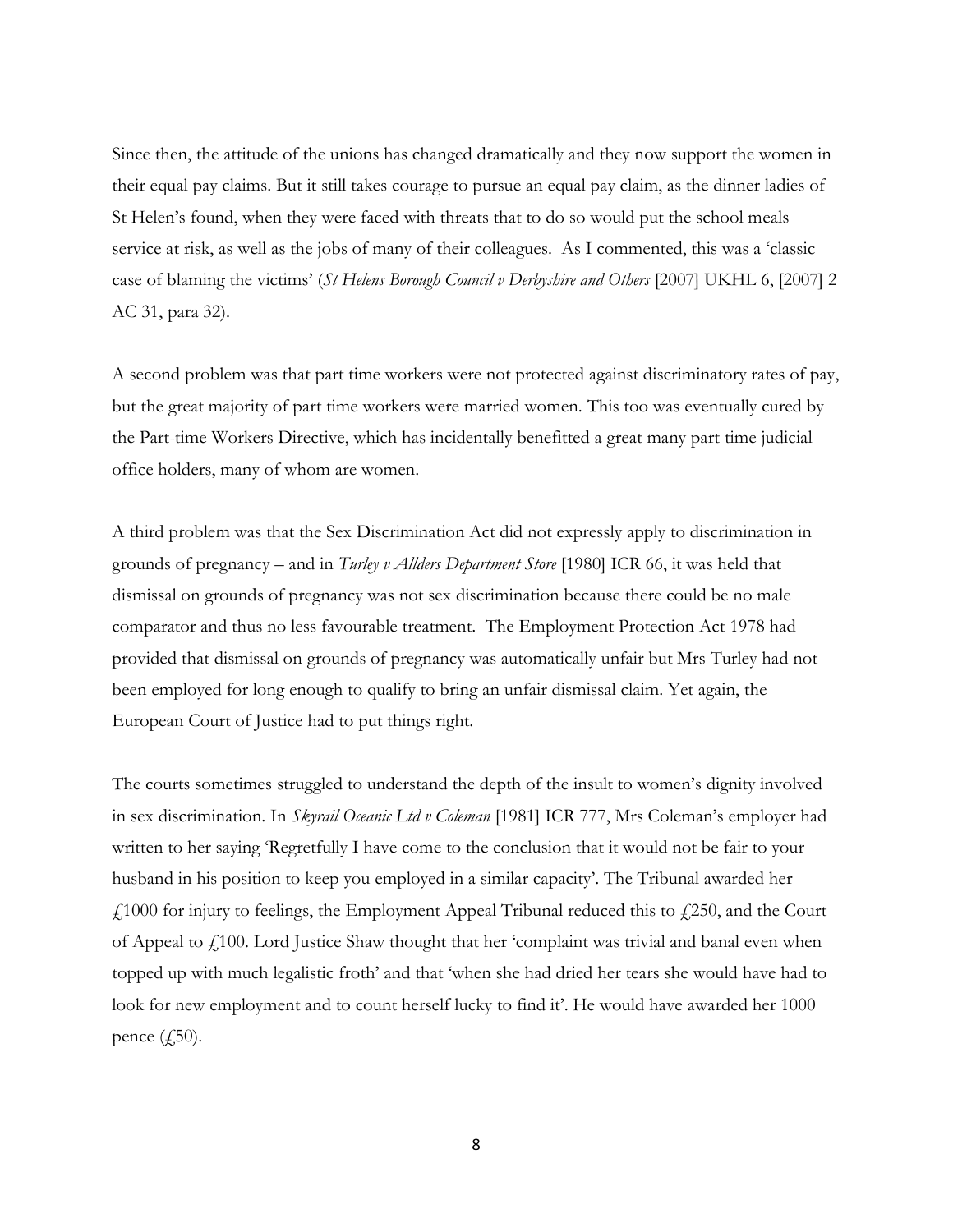Since then, the attitude of the unions has changed dramatically and they now support the women in their equal pay claims. But it still takes courage to pursue an equal pay claim, as the dinner ladies of St Helen's found, when they were faced with threats that to do so would put the school meals service at risk, as well as the jobs of many of their colleagues. As I commented, this was a 'classic case of blaming the victims' (*St Helens Borough Council v Derbyshire and Others* [2007] UKHL 6, [2007] 2 AC 31, para 32).

A second problem was that part time workers were not protected against discriminatory rates of pay, but the great majority of part time workers were married women. This too was eventually cured by the Part-time Workers Directive, which has incidentally benefitted a great many part time judicial office holders, many of whom are women.

A third problem was that the Sex Discrimination Act did not expressly apply to discrimination in grounds of pregnancy – and in *Turley v Allders Department Store* [1980] ICR 66, it was held that dismissal on grounds of pregnancy was not sex discrimination because there could be no male comparator and thus no less favourable treatment. The Employment Protection Act 1978 had provided that dismissal on grounds of pregnancy was automatically unfair but Mrs Turley had not been employed for long enough to qualify to bring an unfair dismissal claim. Yet again, the European Court of Justice had to put things right.

The courts sometimes struggled to understand the depth of the insult to women's dignity involved in sex discrimination. In *Skyrail Oceanic Ltd v Coleman* [1981] ICR 777, Mrs Coleman's employer had written to her saying 'Regretfully I have come to the conclusion that it would not be fair to your husband in his position to keep you employed in a similar capacity'. The Tribunal awarded her £1000 for injury to feelings, the Employment Appeal Tribunal reduced this to £250, and the Court of Appeal to £100. Lord Justice Shaw thought that her 'complaint was trivial and banal even when topped up with much legalistic froth' and that 'when she had dried her tears she would have had to look for new employment and to count herself lucky to find it'. He would have awarded her 1000 pence (£50).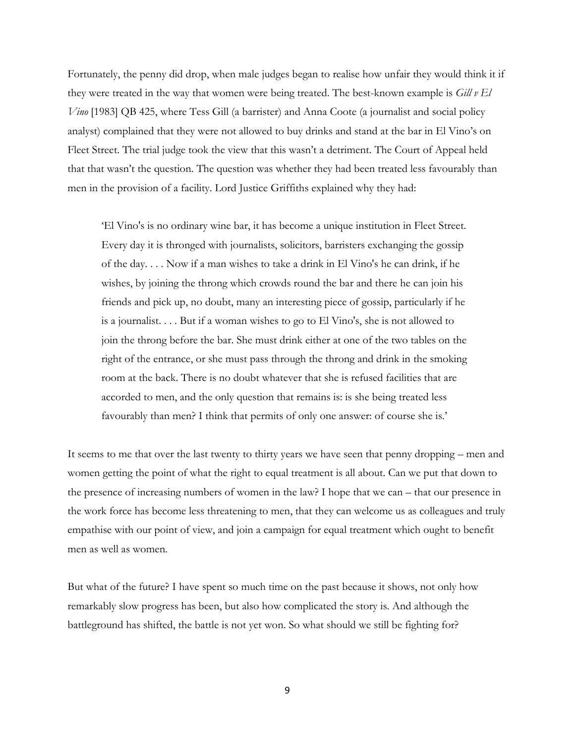Fortunately, the penny did drop, when male judges began to realise how unfair they would think it if they were treated in the way that women were being treated. The best-known example is *Gill v El Vino* [1983] QB 425, where Tess Gill (a barrister) and Anna Coote (a journalist and social policy analyst) complained that they were not allowed to buy drinks and stand at the bar in El Vino's on Fleet Street. The trial judge took the view that this wasn't a detriment. The Court of Appeal held that that wasn't the question. The question was whether they had been treated less favourably than men in the provision of a facility. Lord Justice Griffiths explained why they had:

> 'El Vino's is no ordinary wine bar, it has become a unique institution in Fleet Street. Every day it is thronged with journalists, solicitors, barristers exchanging the gossip of the day. . . . Now if a man wishes to take a drink in El Vino's he can drink, if he wishes, by joining the throng which crowds round the bar and there he can join his friends and pick up, no doubt, many an interesting piece of gossip, particularly if he is a journalist. . . . But if a woman wishes to go to El Vino's, she is not allowed to join the throng before the bar. She must drink either at one of the two tables on the right of the entrance, or she must pass through the throng and drink in the smoking room at the back. There is no doubt whatever that she is refused facilities that are accorded to men, and the only question that remains is: is she being treated less favourably than men? I think that permits of only one answer: of course she is.'

It seems to me that over the last twenty to thirty years we have seen that penny dropping – men and women getting the point of what the right to equal treatment is all about. Can we put that down to the presence of increasing numbers of women in the law? I hope that we can – that our presence in the work force has become less threatening to men, that they can welcome us as colleagues and truly empathise with our point of view, and join a campaign for equal treatment which ought to benefit men as well as women.

But what of the future? I have spent so much time on the past because it shows, not only how remarkably slow progress has been, but also how complicated the story is. And although the battleground has shifted, the battle is not yet won. So what should we still be fighting for?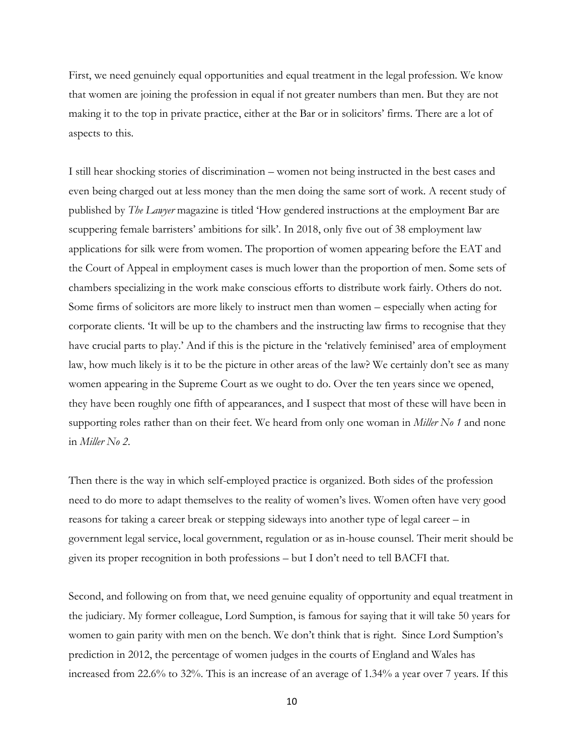First, we need genuinely equal opportunities and equal treatment in the legal profession. We know that women are joining the profession in equal if not greater numbers than men. But they are not making it to the top in private practice, either at the Bar or in solicitors' firms. There are a lot of aspects to this.

I still hear shocking stories of discrimination – women not being instructed in the best cases and even being charged out at less money than the men doing the same sort of work. A recent study of published by *The Lawyer* magazine is titled 'How gendered instructions at the employment Bar are scuppering female barristers' ambitions for silk'. In 2018, only five out of 38 employment law applications for silk were from women. The proportion of women appearing before the EAT and the Court of Appeal in employment cases is much lower than the proportion of men. Some sets of chambers specializing in the work make conscious efforts to distribute work fairly. Others do not. Some firms of solicitors are more likely to instruct men than women – especially when acting for corporate clients. 'It will be up to the chambers and the instructing law firms to recognise that they have crucial parts to play.' And if this is the picture in the 'relatively feminised' area of employment law, how much likely is it to be the picture in other areas of the law? We certainly don't see as many women appearing in the Supreme Court as we ought to do. Over the ten years since we opened, they have been roughly one fifth of appearances, and I suspect that most of these will have been in supporting roles rather than on their feet. We heard from only one woman in *Miller No 1* and none in *Miller No 2*.

Then there is the way in which self-employed practice is organized. Both sides of the profession need to do more to adapt themselves to the reality of women's lives. Women often have very good reasons for taking a career break or stepping sideways into another type of legal career – in government legal service, local government, regulation or as in-house counsel. Their merit should be given its proper recognition in both professions – but I don't need to tell BACFI that.

Second, and following on from that, we need genuine equality of opportunity and equal treatment in the judiciary. My former colleague, Lord Sumption, is famous for saying that it will take 50 years for women to gain parity with men on the bench. We don't think that is right. Since Lord Sumption's prediction in 2012, the percentage of women judges in the courts of England and Wales has increased from 22.6% to 32%. This is an increase of an average of 1.34% a year over 7 years. If this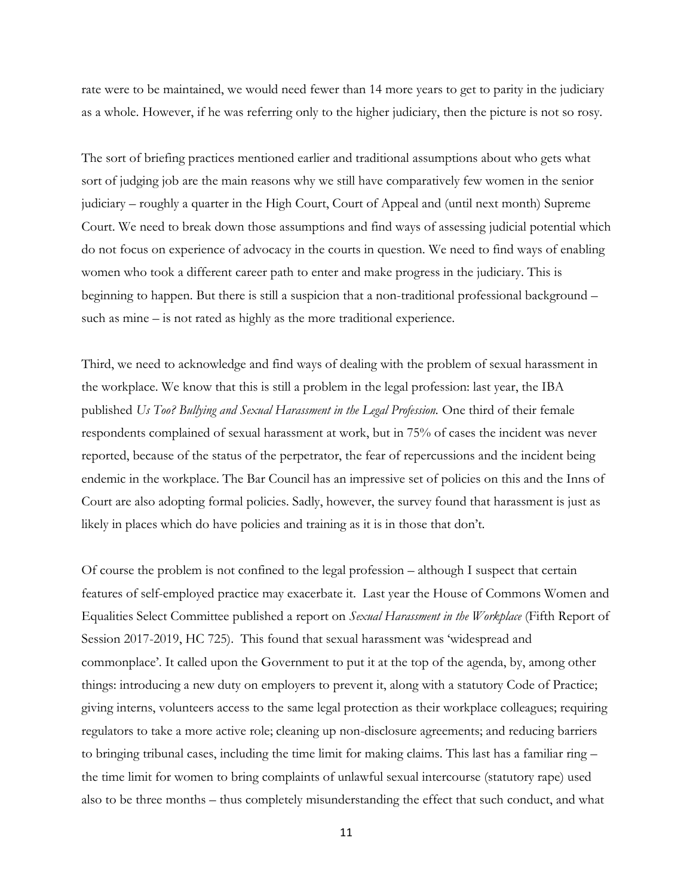rate were to be maintained, we would need fewer than 14 more years to get to parity in the judiciary as a whole. However, if he was referring only to the higher judiciary, then the picture is not so rosy.

The sort of briefing practices mentioned earlier and traditional assumptions about who gets what sort of judging job are the main reasons why we still have comparatively few women in the senior judiciary – roughly a quarter in the High Court, Court of Appeal and (until next month) Supreme Court. We need to break down those assumptions and find ways of assessing judicial potential which do not focus on experience of advocacy in the courts in question. We need to find ways of enabling women who took a different career path to enter and make progress in the judiciary. This is beginning to happen. But there is still a suspicion that a non-traditional professional background – such as mine – is not rated as highly as the more traditional experience.

Third, we need to acknowledge and find ways of dealing with the problem of sexual harassment in the workplace. We know that this is still a problem in the legal profession: last year, the IBA published *Us Too? Bullying and Sexual Harassment in the Legal Profession.* One third of their female respondents complained of sexual harassment at work, but in 75% of cases the incident was never reported, because of the status of the perpetrator, the fear of repercussions and the incident being endemic in the workplace. The Bar Council has an impressive set of policies on this and the Inns of Court are also adopting formal policies. Sadly, however, the survey found that harassment is just as likely in places which do have policies and training as it is in those that don't.

Of course the problem is not confined to the legal profession – although I suspect that certain features of self-employed practice may exacerbate it. Last year the House of Commons Women and Equalities Select Committee published a report on *Sexual Harassment in the Workplace* (Fifth Report of Session 2017-2019, HC 725). This found that sexual harassment was 'widespread and commonplace'. It called upon the Government to put it at the top of the agenda, by, among other things: introducing a new duty on employers to prevent it, along with a statutory Code of Practice; giving interns, volunteers access to the same legal protection as their workplace colleagues; requiring regulators to take a more active role; cleaning up non-disclosure agreements; and reducing barriers to bringing tribunal cases, including the time limit for making claims. This last has a familiar ring – the time limit for women to bring complaints of unlawful sexual intercourse (statutory rape) used also to be three months – thus completely misunderstanding the effect that such conduct, and what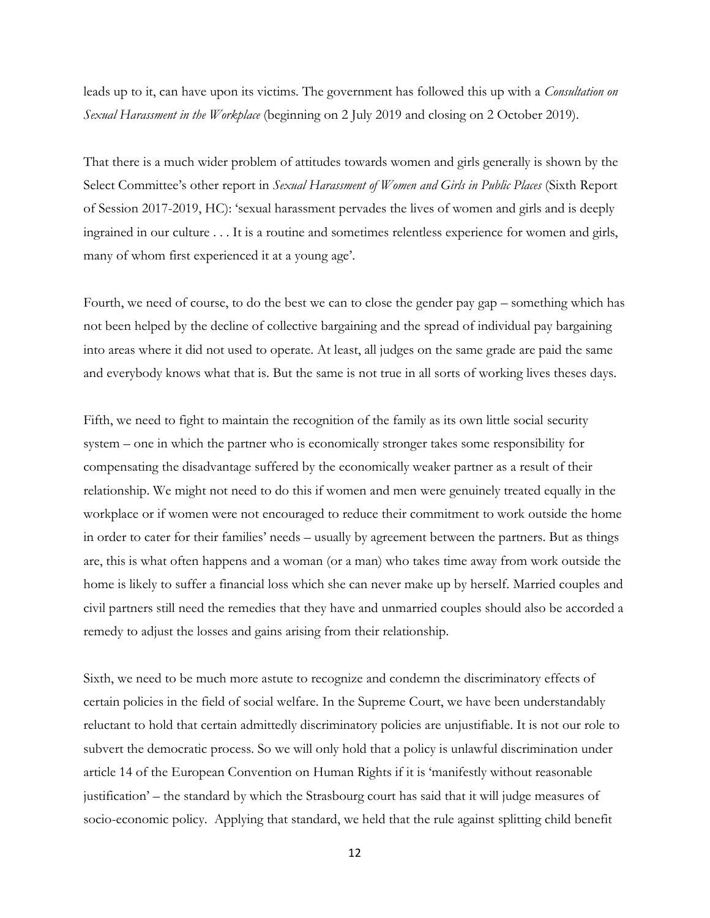leads up to it, can have upon its victims. The government has followed this up with a *Consultation on Sexual Harassment in the Workplace* (beginning on 2 July 2019 and closing on 2 October 2019).

That there is a much wider problem of attitudes towards women and girls generally is shown by the Select Committee's other report in *Sexual Harassment of Women and Girls in Public Places* (Sixth Report of Session 2017-2019, HC): 'sexual harassment pervades the lives of women and girls and is deeply ingrained in our culture . . . It is a routine and sometimes relentless experience for women and girls, many of whom first experienced it at a young age'.

Fourth, we need of course, to do the best we can to close the gender pay gap – something which has not been helped by the decline of collective bargaining and the spread of individual pay bargaining into areas where it did not used to operate. At least, all judges on the same grade are paid the same and everybody knows what that is. But the same is not true in all sorts of working lives theses days.

Fifth, we need to fight to maintain the recognition of the family as its own little social security system – one in which the partner who is economically stronger takes some responsibility for compensating the disadvantage suffered by the economically weaker partner as a result of their relationship. We might not need to do this if women and men were genuinely treated equally in the workplace or if women were not encouraged to reduce their commitment to work outside the home in order to cater for their families' needs – usually by agreement between the partners. But as things are, this is what often happens and a woman (or a man) who takes time away from work outside the home is likely to suffer a financial loss which she can never make up by herself. Married couples and civil partners still need the remedies that they have and unmarried couples should also be accorded a remedy to adjust the losses and gains arising from their relationship.

Sixth, we need to be much more astute to recognize and condemn the discriminatory effects of certain policies in the field of social welfare. In the Supreme Court, we have been understandably reluctant to hold that certain admittedly discriminatory policies are unjustifiable. It is not our role to subvert the democratic process. So we will only hold that a policy is unlawful discrimination under article 14 of the European Convention on Human Rights if it is 'manifestly without reasonable justification' – the standard by which the Strasbourg court has said that it will judge measures of socio-economic policy. Applying that standard, we held that the rule against splitting child benefit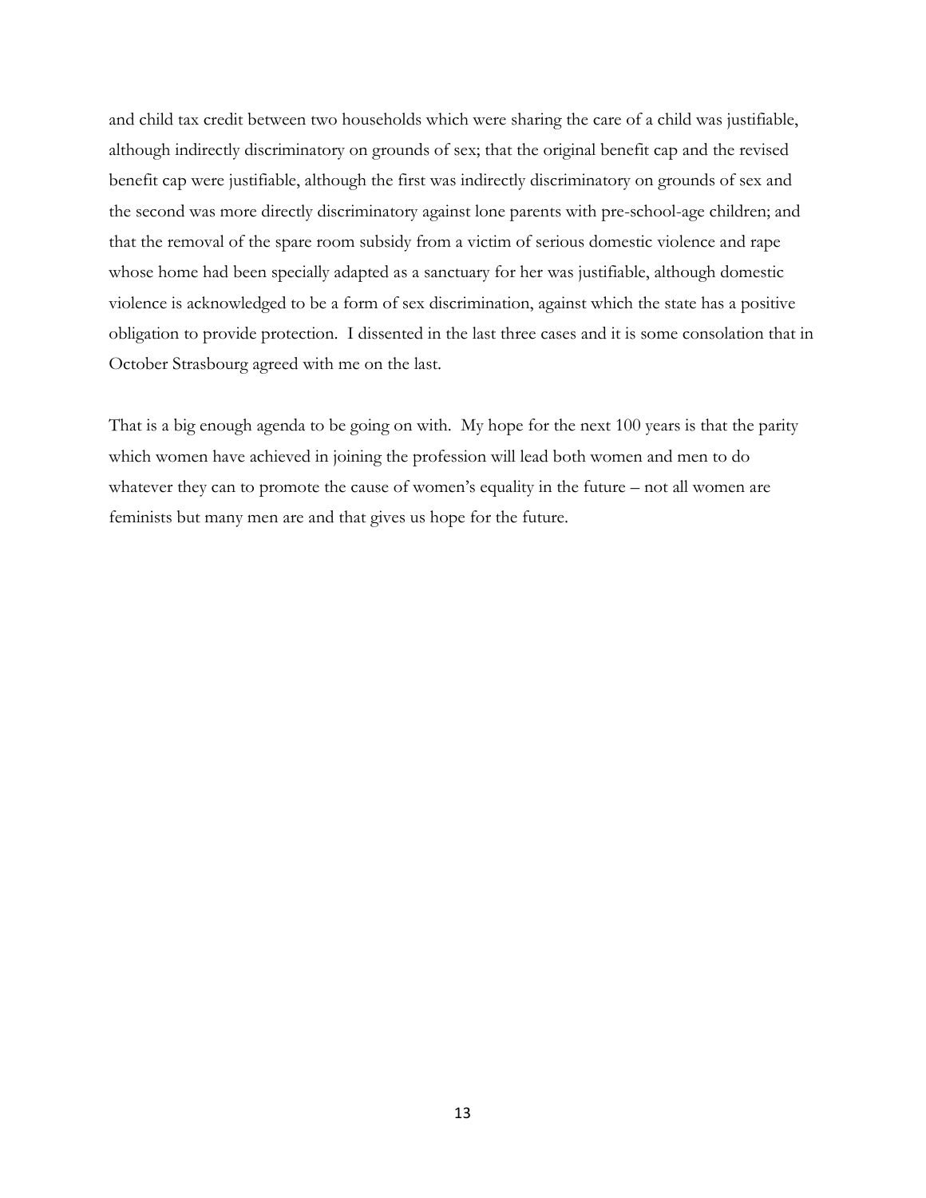and child tax credit between two households which were sharing the care of a child was justifiable, although indirectly discriminatory on grounds of sex; that the original benefit cap and the revised benefit cap were justifiable, although the first was indirectly discriminatory on grounds of sex and the second was more directly discriminatory against lone parents with pre-school-age children; and that the removal of the spare room subsidy from a victim of serious domestic violence and rape whose home had been specially adapted as a sanctuary for her was justifiable, although domestic violence is acknowledged to be a form of sex discrimination, against which the state has a positive obligation to provide protection. I dissented in the last three cases and it is some consolation that in October Strasbourg agreed with me on the last.

That is a big enough agenda to be going on with. My hope for the next 100 years is that the parity which women have achieved in joining the profession will lead both women and men to do whatever they can to promote the cause of women's equality in the future – not all women are feminists but many men are and that gives us hope for the future.